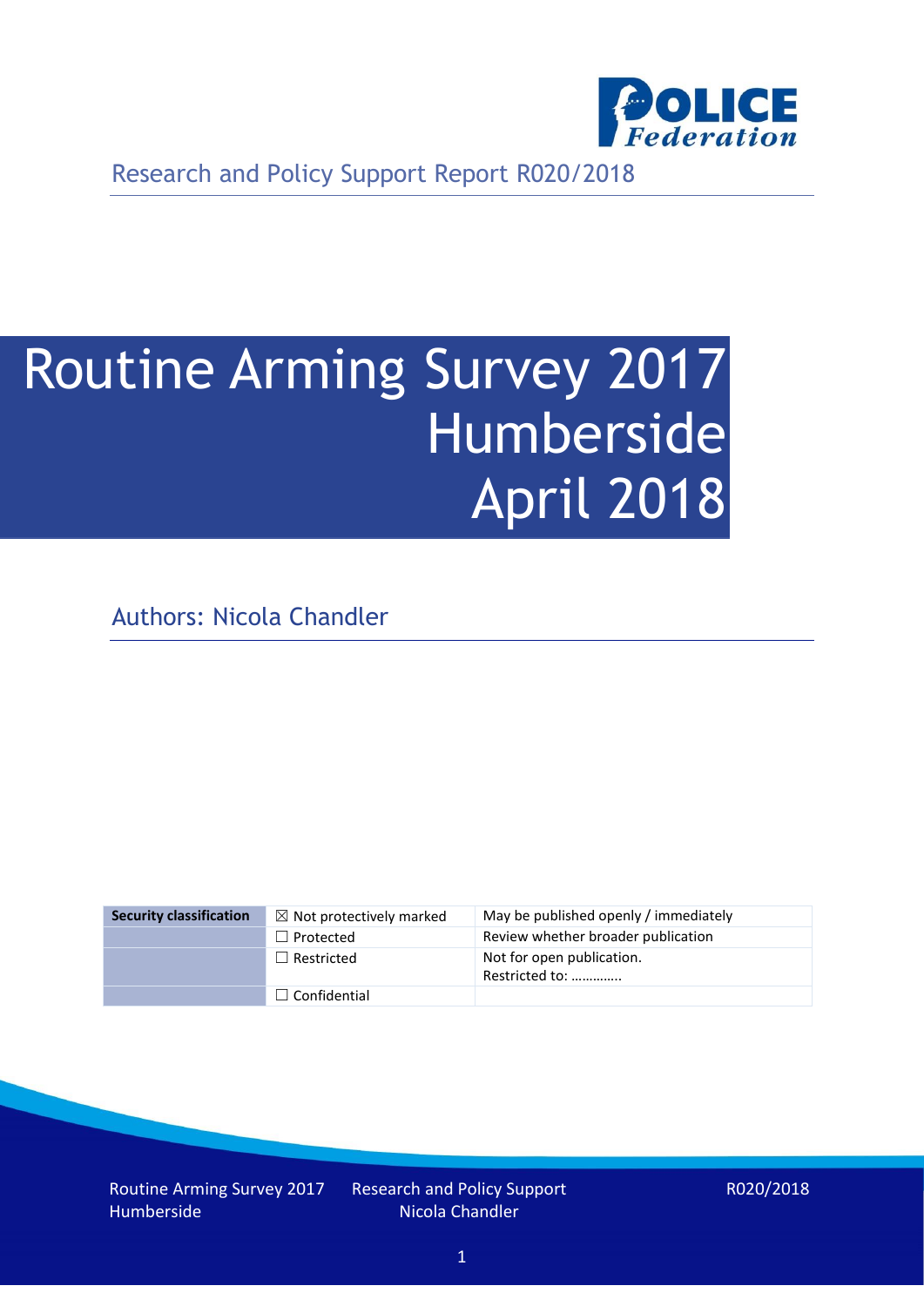Research and Policy Support Report R020/2018

# Routine Arming Survey 2017 Humberside April 2018

Authors: Nicola Chandler

| Security classification | ☒ Not protectively marked | May be published openly / immediately |
|---|---|---|
| | ☐ Protected | Review whether broader publication |
| | ☐ Restricted | Not for open publication. Restricted to: ………….. |
| | ☐ Confidential | |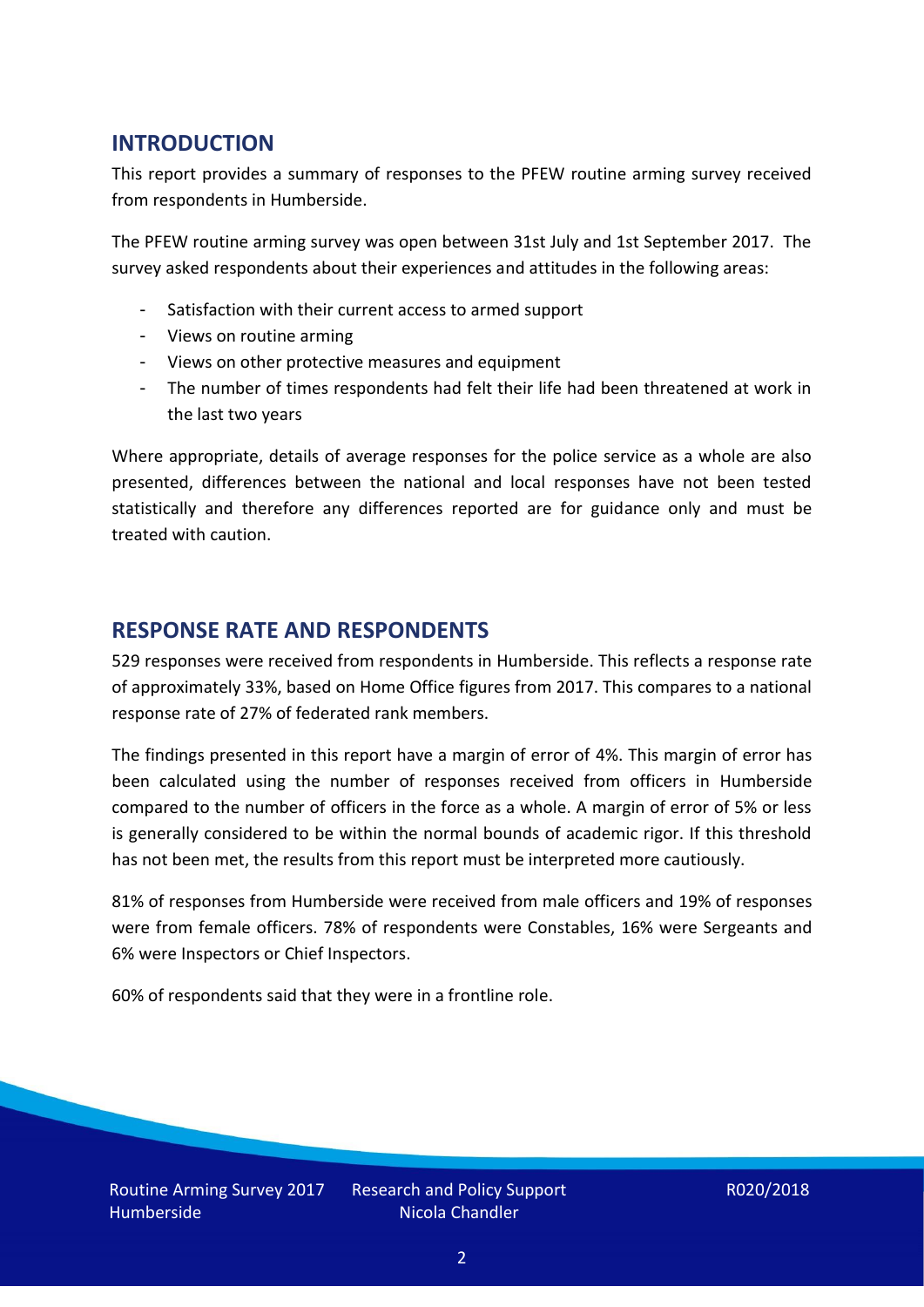## INTRODUCTION

This report provides a summary of responses to the PFEW routine arming survey received from respondents in Humberside.

The PFEW routine arming survey was open between 31st July and 1st September 2017. The survey asked respondents about their experiences and attitudes in the following areas:

- Satisfaction with their current access to armed support
- Views on routine arming
- Views on other protective measures and equipment
- The number of times respondents had felt their life had been threatened at work in the last two years

Where appropriate, details of average responses for the police service as a whole are also presented, differences between the national and local responses have not been tested statistically and therefore any differences reported are for guidance only and must be treated with caution.

## RESPONSE RATE AND RESPONDENTS

529 responses were received from respondents in Humberside. This reflects a response rate of approximately 33%, based on Home Office figures from 2017. This compares to a national response rate of 27% of federated rank members.

The findings presented in this report have a margin of error of 4%. This margin of error has been calculated using the number of responses received from officers in Humberside compared to the number of officers in the force as a whole. A margin of error of 5% or less is generally considered to be within the normal bounds of academic rigor. If this threshold has not been met, the results from this report must be interpreted more cautiously.

81% of responses from Humberside were received from male officers and 19% of responses were from female officers. 78% of respondents were Constables, 16% were Sergeants and 6% were Inspectors or Chief Inspectors.

60% of respondents said that they were in a frontline role.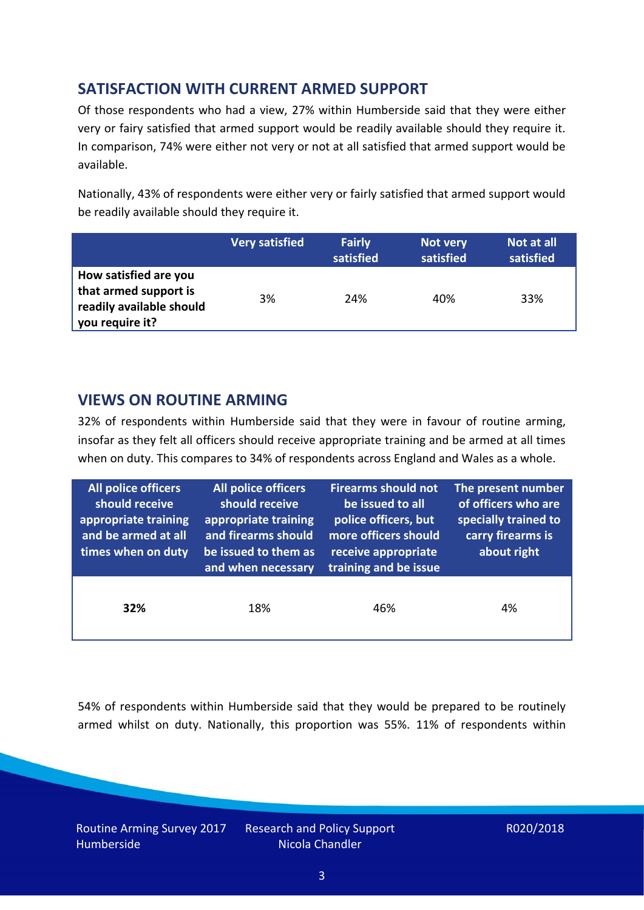## SATISFACTION WITH CURRENT ARMED SUPPORT

Of those respondents who had a view, 27% within Humberside said that they were either very or fairy satisfied that armed support would be readily available should they require it. In comparison, 74% were either not very or not at all satisfied that armed support would be available.

Nationally, 43% of respondents were either very or fairly satisfied that armed support would be readily available should they require it.

| | Very satisfied | Fairly satisfied | Not very satisfied | Not at all satisfied |
|---|---|---|---|---|
| **How satisfied are you that armed support is readily available should you require it?** | 3% | 24% | 40% | 33% |

## VIEWS ON ROUTINE ARMING

32% of respondents within Humberside said that they were in favour of routine arming, insofar as they felt all officers should receive appropriate training and be armed at all times when on duty. This compares to 34% of respondents across England and Wales as a whole.

| All police officers should receive appropriate training and be armed at all times when on duty | All police officers should receive appropriate training and firearms should be issued to them as and when necessary | Firearms should not be issued to all police officers, but more officers should receive appropriate training and be issue | The present number of officers who are specially trained to carry firearms is about right |
|---|---|---|---|
| **32%** | 18% | 46% | 4% |

54% of respondents within Humberside said that they would be prepared to be routinely armed whilst on duty. Nationally, this proportion was 55%. 11% of respondents within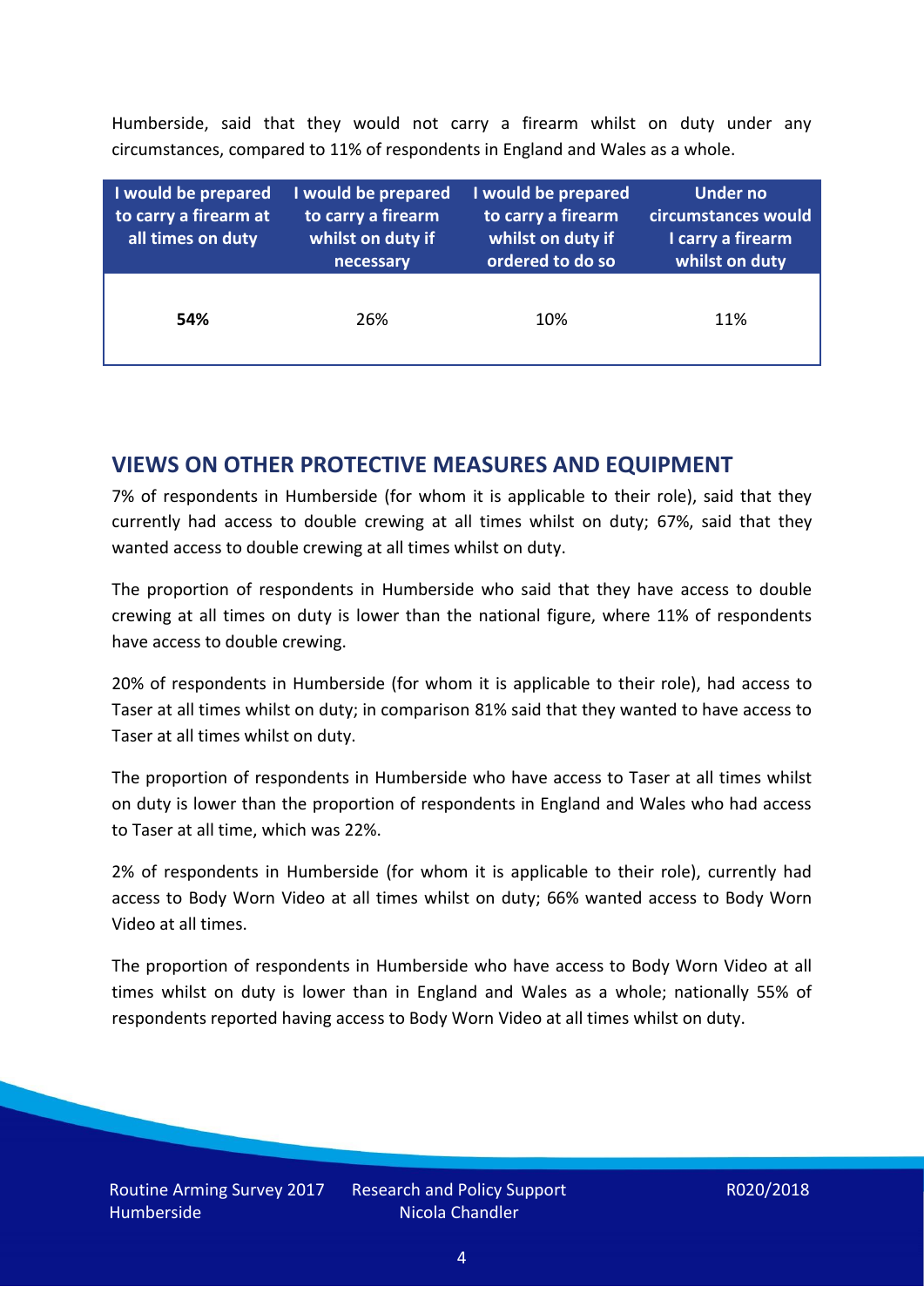Humberside, said that they would not carry a firearm whilst on duty under any circumstances, compared to 11% of respondents in England and Wales as a whole.

| I would be prepared to carry a firearm at all times on duty | I would be prepared to carry a firearm whilst on duty if necessary | I would be prepared to carry a firearm whilst on duty if ordered to do so | Under no circumstances would I carry a firearm whilst on duty |
|---|---|---|---|
| **54%** | 26% | 10% | 11% |

## VIEWS ON OTHER PROTECTIVE MEASURES AND EQUIPMENT

7% of respondents in Humberside (for whom it is applicable to their role), said that they currently had access to double crewing at all times whilst on duty; 67%, said that they wanted access to double crewing at all times whilst on duty.

The proportion of respondents in Humberside who said that they have access to double crewing at all times on duty is lower than the national figure, where 11% of respondents have access to double crewing.

20% of respondents in Humberside (for whom it is applicable to their role), had access to Taser at all times whilst on duty; in comparison 81% said that they wanted to have access to Taser at all times whilst on duty.

The proportion of respondents in Humberside who have access to Taser at all times whilst on duty is lower than the proportion of respondents in England and Wales who had access to Taser at all time, which was 22%.

2% of respondents in Humberside (for whom it is applicable to their role), currently had access to Body Worn Video at all times whilst on duty; 66% wanted access to Body Worn Video at all times.

The proportion of respondents in Humberside who have access to Body Worn Video at all times whilst on duty is lower than in England and Wales as a whole; nationally 55% of respondents reported having access to Body Worn Video at all times whilst on duty.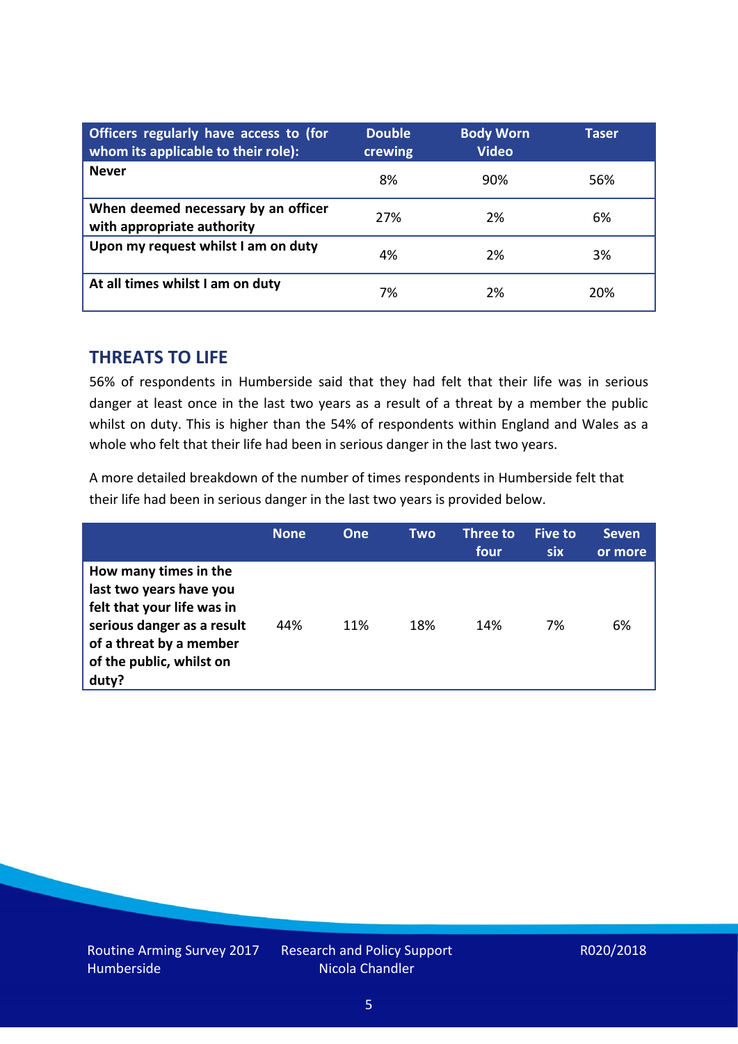| Officers regularly have access to (for whom its applicable to their role): | Double crewing | Body Worn Video | Taser |
|---|---|---|---|
| **Never** | 8% | 90% | 56% |
| **When deemed necessary by an officer with appropriate authority** | 27% | 2% | 6% |
| **Upon my request whilst I am on duty** | 4% | 2% | 3% |
| **At all times whilst I am on duty** | 7% | 2% | 20% |

## THREATS TO LIFE

56% of respondents in Humberside said that they had felt that their life was in serious danger at least once in the last two years as a result of a threat by a member the public whilst on duty. This is higher than the 54% of respondents within England and Wales as a whole who felt that their life had been in serious danger in the last two years.

A more detailed breakdown of the number of times respondents in Humberside felt that their life had been in serious danger in the last two years is provided below.

| | None | One | Two | Three to four | Five to six | Seven or more |
|---|---|---|---|---|---|---|
| **How many times in the last two years have you felt that your life was in serious danger as a result of a threat by a member of the public, whilst on duty?** | 44% | 11% | 18% | 14% | 7% | 6% |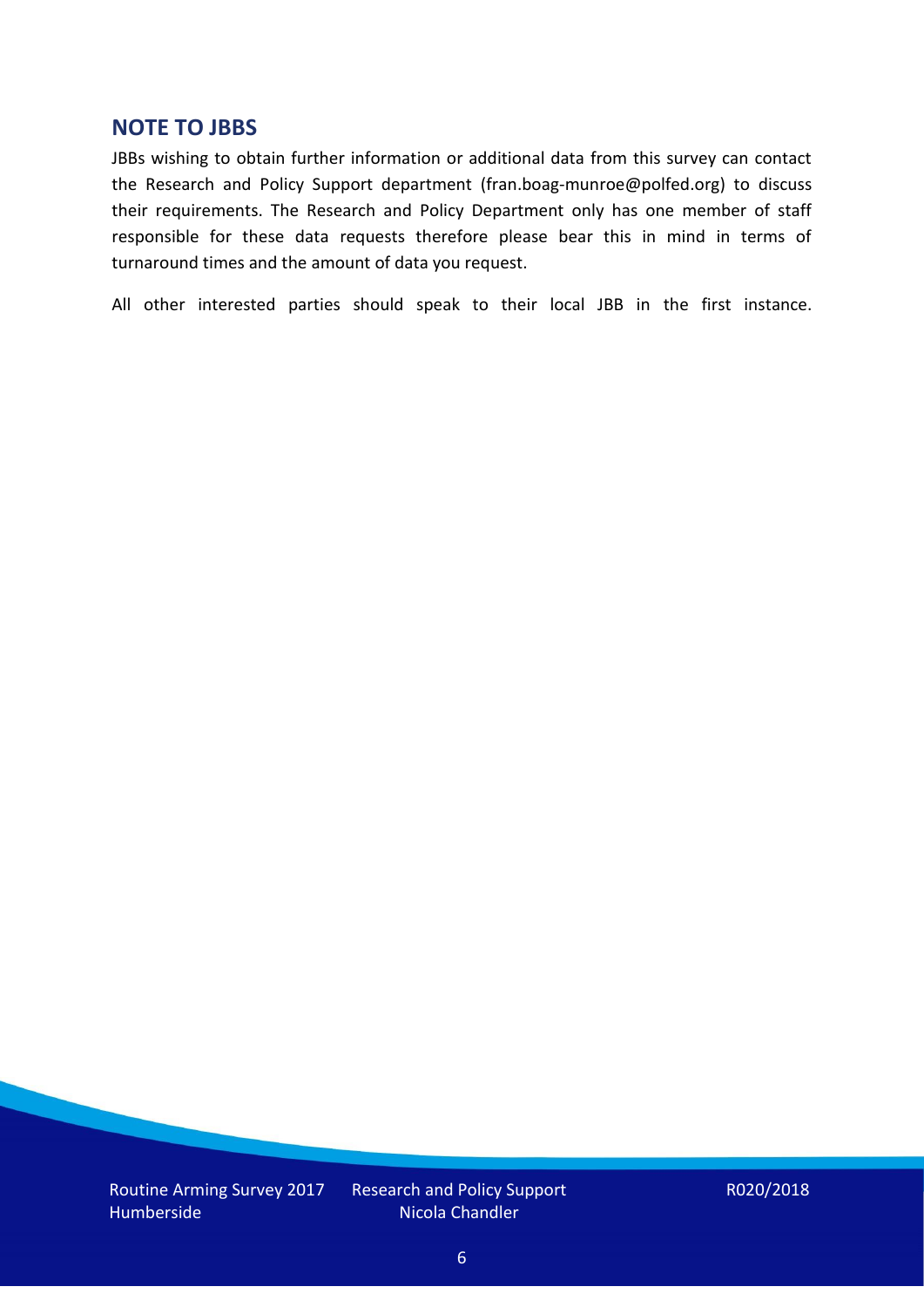## NOTE TO JBBS

JBBs wishing to obtain further information or additional data from this survey can contact the Research and Policy Support department (fran.boag-munroe@polfed.org) to discuss their requirements. The Research and Policy Department only has one member of staff responsible for these data requests therefore please bear this in mind in terms of turnaround times and the amount of data you request.

All other interested parties should speak to their local JBB in the first instance.